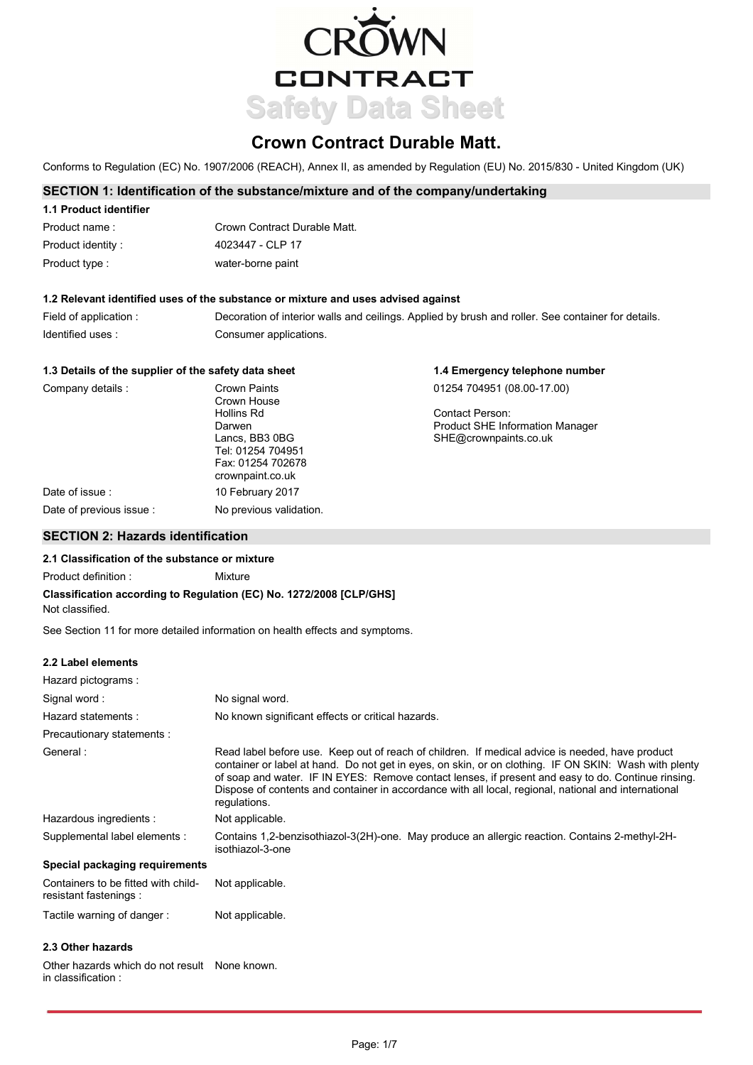# CROWN CONTRACT

## Safety Data Sheet

# Crown Contract Durable Matt.

Conforms to Regulation (EC) No. 1907/2006 (REACH), Annex II, as amended by Regulation (EU) No. 2015/830 - United Kingdom (UK)

## SECTION 1: Identification of the substance/mixture and of the company/undertaking

### 1.1 Product identifier

| | |
|---|---|
| Product name : | Crown Contract Durable Matt. |
| Product identity : | 4023447 - CLP 17 |
| Product type : | water-borne paint |

### 1.2 Relevant identified uses of the substance or mixture and uses advised against

| | |
|---|---|
| Field of application : | Decoration of interior walls and ceilings. Applied by brush and roller. See container for details. |
| Identified uses : | Consumer applications. |

### 1.3 Details of the supplier of the safety data sheet

Company details :
Crown Paints
Crown House
Hollins Rd
Darwen
Lancs, BB3 0BG
Tel: 01254 704951
Fax: 01254 702678
crownpaint.co.uk

Date of issue : 10 February 2017

Date of previous issue : No previous validation.

### 1.4 Emergency telephone number

01254 704951 (08.00-17.00)

Contact Person:
Product SHE Information Manager
SHE@crownpaints.co.uk

## SECTION 2: Hazards identification

### 2.1 Classification of the substance or mixture

Product definition : Mixture

**Classification according to Regulation (EC) No. 1272/2008 [CLP/GHS]**

Not classified.

See Section 11 for more detailed information on health effects and symptoms.

### 2.2 Label elements

| | |
|---|---|
| Hazard pictograms : | |
| Signal word : | No signal word. |
| Hazard statements : | No known significant effects or critical hazards. |
| Precautionary statements : | |
| General : | Read label before use. Keep out of reach of children. If medical advice is needed, have product container or label at hand. Do not get in eyes, on skin, or on clothing. IF ON SKIN: Wash with plenty of soap and water. IF IN EYES: Remove contact lenses, if present and easy to do. Continue rinsing. Dispose of contents and container in accordance with all local, regional, national and international regulations. |
| Hazardous ingredients : | Not applicable. |
| Supplemental label elements : | Contains 1,2-benzisothiazol-3(2H)-one. May produce an allergic reaction. Contains 2-methyl-2H-isothiazol-3-one |

**Special packaging requirements**

| | |
|---|---|
| Containers to be fitted with child-resistant fastenings : | Not applicable. |
| Tactile warning of danger : | Not applicable. |

### 2.3 Other hazards

| | |
|---|---|
| Other hazards which do not result in classification : | None known. |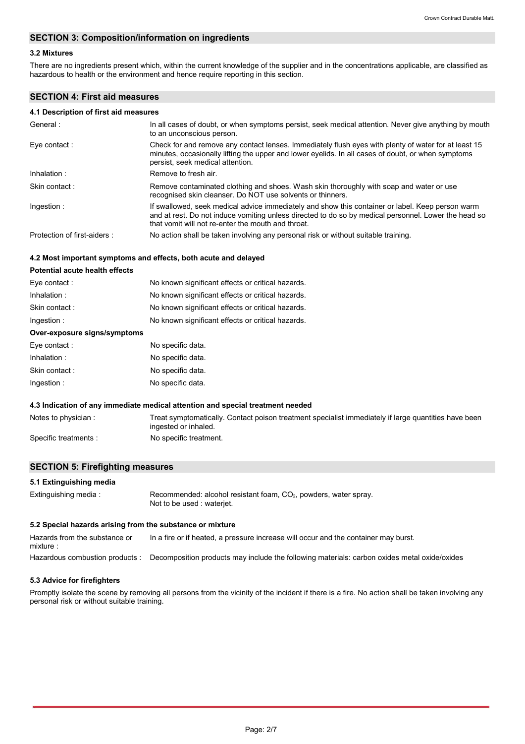## SECTION 3: Composition/information on ingredients

### 3.2 Mixtures

There are no ingredients present which, within the current knowledge of the supplier and in the concentrations applicable, are classified as hazardous to health or the environment and hence require reporting in this section.

## SECTION 4: First aid measures

### 4.1 Description of first aid measures

| | |
|---|---|
| General : | In all cases of doubt, or when symptoms persist, seek medical attention. Never give anything by mouth to an unconscious person. |
| Eye contact : | Check for and remove any contact lenses. Immediately flush eyes with plenty of water for at least 15 minutes, occasionally lifting the upper and lower eyelids. In all cases of doubt, or when symptoms persist, seek medical attention. |
| Inhalation : | Remove to fresh air. |
| Skin contact : | Remove contaminated clothing and shoes. Wash skin thoroughly with soap and water or use recognised skin cleanser. Do NOT use solvents or thinners. |
| Ingestion : | If swallowed, seek medical advice immediately and show this container or label. Keep person warm and at rest. Do not induce vomiting unless directed to do so by medical personnel. Lower the head so that vomit will not re-enter the mouth and throat. |
| Protection of first-aiders : | No action shall be taken involving any personal risk or without suitable training. |

### 4.2 Most important symptoms and effects, both acute and delayed

**Potential acute health effects**

| | |
|---|---|
| Eye contact : | No known significant effects or critical hazards. |
| Inhalation : | No known significant effects or critical hazards. |
| Skin contact : | No known significant effects or critical hazards. |
| Ingestion : | No known significant effects or critical hazards. |

**Over-exposure signs/symptoms**

| | |
|---|---|
| Eye contact : | No specific data. |
| Inhalation : | No specific data. |
| Skin contact : | No specific data. |
| Ingestion : | No specific data. |

### 4.3 Indication of any immediate medical attention and special treatment needed

| | |
|---|---|
| Notes to physician : | Treat symptomatically. Contact poison treatment specialist immediately if large quantities have been ingested or inhaled. |
| Specific treatments : | No specific treatment. |

## SECTION 5: Firefighting measures

### 5.1 Extinguishing media

| | |
|---|---|
| Extinguishing media : | Recommended: alcohol resistant foam, $CO_2$, powders, water spray.<br>Not to be used : waterjet. |

### 5.2 Special hazards arising from the substance or mixture

| | |
|---|---|
| Hazards from the substance or mixture : | In a fire or if heated, a pressure increase will occur and the container may burst. |
| Hazardous combustion products : | Decomposition products may include the following materials: carbon oxides metal oxide/oxides |

### 5.3 Advice for firefighters

Promptly isolate the scene by removing all persons from the vicinity of the incident if there is a fire. No action shall be taken involving any personal risk or without suitable training.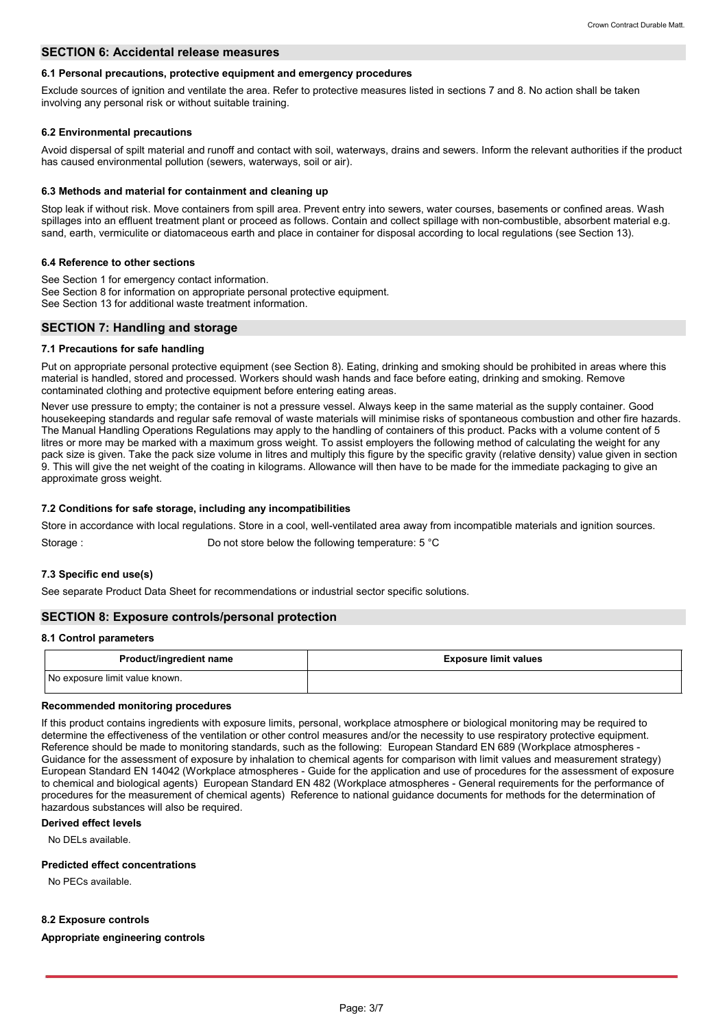## SECTION 6: Accidental release measures

### 6.1 Personal precautions, protective equipment and emergency procedures

Exclude sources of ignition and ventilate the area. Refer to protective measures listed in sections 7 and 8. No action shall be taken involving any personal risk or without suitable training.

### 6.2 Environmental precautions

Avoid dispersal of spilt material and runoff and contact with soil, waterways, drains and sewers. Inform the relevant authorities if the product has caused environmental pollution (sewers, waterways, soil or air).

### 6.3 Methods and material for containment and cleaning up

Stop leak if without risk. Move containers from spill area. Prevent entry into sewers, water courses, basements or confined areas. Wash spillages into an effluent treatment plant or proceed as follows. Contain and collect spillage with non-combustible, absorbent material e.g. sand, earth, vermiculite or diatomaceous earth and place in container for disposal according to local regulations (see Section 13).

### 6.4 Reference to other sections

See Section 1 for emergency contact information.
See Section 8 for information on appropriate personal protective equipment.
See Section 13 for additional waste treatment information.

## SECTION 7: Handling and storage

### 7.1 Precautions for safe handling

Put on appropriate personal protective equipment (see Section 8). Eating, drinking and smoking should be prohibited in areas where this material is handled, stored and processed. Workers should wash hands and face before eating, drinking and smoking. Remove contaminated clothing and protective equipment before entering eating areas.

Never use pressure to empty; the container is not a pressure vessel. Always keep in the same material as the supply container. Good housekeeping standards and regular safe removal of waste materials will minimise risks of spontaneous combustion and other fire hazards. The Manual Handling Operations Regulations may apply to the handling of containers of this product. Packs with a volume content of 5 litres or more may be marked with a maximum gross weight. To assist employers the following method of calculating the weight for any pack size is given. Take the pack size volume in litres and multiply this figure by the specific gravity (relative density) value given in section 9. This will give the net weight of the coating in kilograms. Allowance will then have to be made for the immediate packaging to give an approximate gross weight.

### 7.2 Conditions for safe storage, including any incompatibilities

Store in accordance with local regulations. Store in a cool, well-ventilated area away from incompatible materials and ignition sources.

Storage : Do not store below the following temperature: 5 °C

### 7.3 Specific end use(s)

See separate Product Data Sheet for recommendations or industrial sector specific solutions.

## SECTION 8: Exposure controls/personal protection

### 8.1 Control parameters

| Product/ingredient name | Exposure limit values |
| --- | --- |
| No exposure limit value known. | |

**Recommended monitoring procedures**

If this product contains ingredients with exposure limits, personal, workplace atmosphere or biological monitoring may be required to determine the effectiveness of the ventilation or other control measures and/or the necessity to use respiratory protective equipment. Reference should be made to monitoring standards, such as the following: European Standard EN 689 (Workplace atmospheres - Guidance for the assessment of exposure by inhalation to chemical agents for comparison with limit values and measurement strategy) European Standard EN 14042 (Workplace atmospheres - Guide for the application and use of procedures for the assessment of exposure to chemical and biological agents) European Standard EN 482 (Workplace atmospheres - General requirements for the performance of procedures for the measurement of chemical agents) Reference to national guidance documents for methods for the determination of hazardous substances will also be required.

**Derived effect levels**

No DELs available.

**Predicted effect concentrations**

No PECs available.

### 8.2 Exposure controls

**Appropriate engineering controls**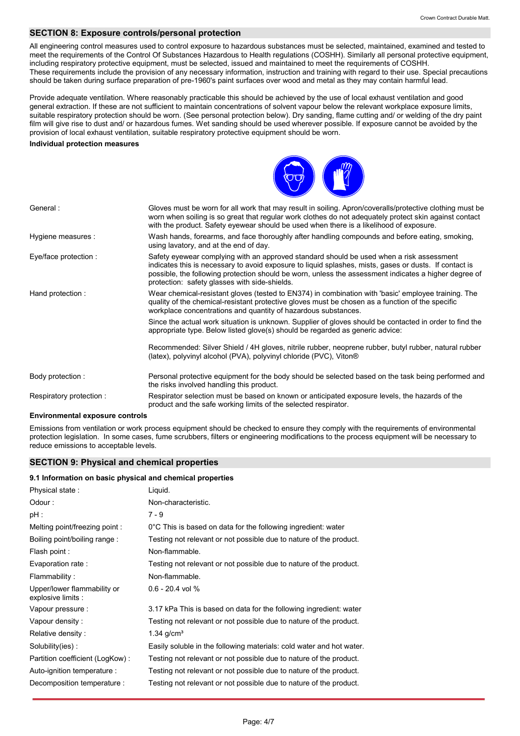## SECTION 8: Exposure controls/personal protection

All engineering control measures used to control exposure to hazardous substances must be selected, maintained, examined and tested to meet the requirements of the Control Of Substances Hazardous to Health regulations (COSHH). Similarly all personal protective equipment, including respiratory protective equipment, must be selected, issued and maintained to meet the requirements of COSHH. These requirements include the provision of any necessary information, instruction and training with regard to their use. Special precautions should be taken during surface preparation of pre-1960's paint surfaces over wood and metal as they may contain harmful lead.

Provide adequate ventilation. Where reasonably practicable this should be achieved by the use of local exhaust ventilation and good general extraction. If these are not sufficient to maintain concentrations of solvent vapour below the relevant workplace exposure limits, suitable respiratory protection should be worn. (See personal protection below). Dry sanding, flame cutting and/ or welding of the dry paint film will give rise to dust and/ or hazardous fumes. Wet sanding should be used wherever possible. If exposure cannot be avoided by the provision of local exhaust ventilation, suitable respiratory protective equipment should be worn.

**Individual protection measures**

| | |
|---|---|
| General : | Gloves must be worn for all work that may result in soiling. Apron/coveralls/protective clothing must be worn when soiling is so great that regular work clothes do not adequately protect skin against contact with the product. Safety eyewear should be used when there is a likelihood of exposure. |
| Hygiene measures : | Wash hands, forearms, and face thoroughly after handling compounds and before eating, smoking, using lavatory, and at the end of day. |
| Eye/face protection : | Safety eyewear complying with an approved standard should be used when a risk assessment indicates this is necessary to avoid exposure to liquid splashes, mists, gases or dusts. If contact is possible, the following protection should be worn, unless the assessment indicates a higher degree of protection: safety glasses with side-shields. |
| Hand protection : | Wear chemical-resistant gloves (tested to EN374) in combination with 'basic' employee training. The quality of the chemical-resistant protective gloves must be chosen as a function of the specific workplace concentrations and quantity of hazardous substances.<br><br>Since the actual work situation is unknown. Supplier of gloves should be contacted in order to find the appropriate type. Below listed glove(s) should be regarded as generic advice:<br><br>Recommended: Silver Shield / 4H gloves, nitrile rubber, neoprene rubber, butyl rubber, natural rubber (latex), polyvinyl alcohol (PVA), polyvinyl chloride (PVC), Viton® |
| Body protection : | Personal protective equipment for the body should be selected based on the task being performed and the risks involved handling this product. |
| Respiratory protection : | Respirator selection must be based on known or anticipated exposure levels, the hazards of the product and the safe working limits of the selected respirator. |

**Environmental exposure controls**

Emissions from ventilation or work process equipment should be checked to ensure they comply with the requirements of environmental protection legislation. In some cases, fume scrubbers, filters or engineering modifications to the process equipment will be necessary to reduce emissions to acceptable levels.

## SECTION 9: Physical and chemical properties

### 9.1 Information on basic physical and chemical properties

| | |
|---|---|
| Physical state : | Liquid. |
| Odour : | Non-characteristic. |
| pH : | 7 - 9 |
| Melting point/freezing point : | 0°C This is based on data for the following ingredient: water |
| Boiling point/boiling range : | Testing not relevant or not possible due to nature of the product. |
| Flash point : | Non-flammable. |
| Evaporation rate : | Testing not relevant or not possible due to nature of the product. |
| Flammability : | Non-flammable. |
| Upper/lower flammability or explosive limits : | 0.6 - 20.4 vol % |
| Vapour pressure : | 3.17 kPa This is based on data for the following ingredient: water |
| Vapour density : | Testing not relevant or not possible due to nature of the product. |
| Relative density : | 1.34 g/cm³ |
| Solubility(ies) : | Easily soluble in the following materials: cold water and hot water. |
| Partition coefficient (LogKow) : | Testing not relevant or not possible due to nature of the product. |
| Auto-ignition temperature : | Testing not relevant or not possible due to nature of the product. |
| Decomposition temperature : | Testing not relevant or not possible due to nature of the product. |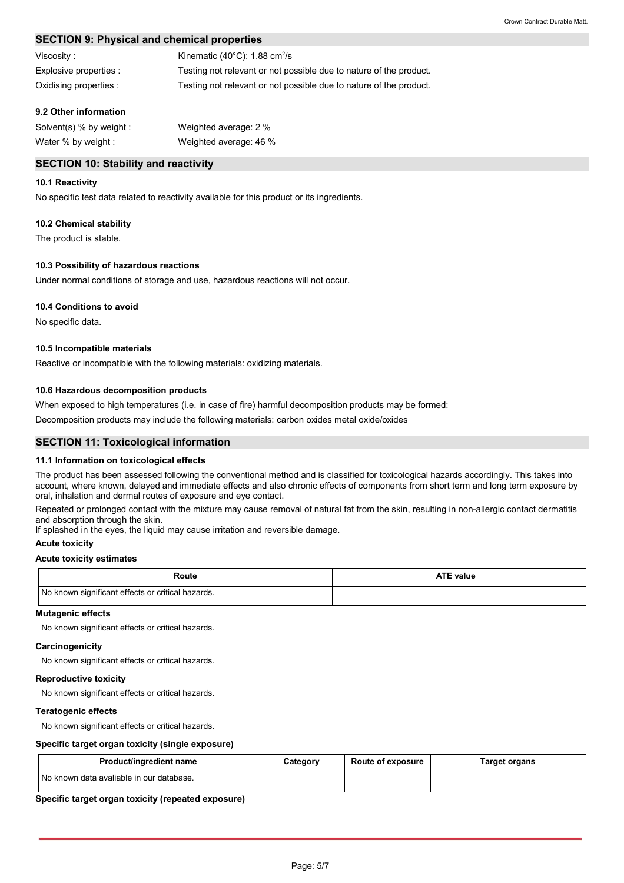## SECTION 9: Physical and chemical properties

| | |
|---|---|
| Viscosity : | Kinematic (40°C): 1.88 $cm^2/s$ |
| Explosive properties : | Testing not relevant or not possible due to nature of the product. |
| Oxidising properties : | Testing not relevant or not possible due to nature of the product. |

### 9.2 Other information

| | |
|---|---|
| Solvent(s) % by weight : | Weighted average: 2 % |
| Water % by weight : | Weighted average: 46 % |

## SECTION 10: Stability and reactivity

### 10.1 Reactivity

No specific test data related to reactivity available for this product or its ingredients.

### 10.2 Chemical stability

The product is stable.

### 10.3 Possibility of hazardous reactions

Under normal conditions of storage and use, hazardous reactions will not occur.

### 10.4 Conditions to avoid

No specific data.

### 10.5 Incompatible materials

Reactive or incompatible with the following materials: oxidizing materials.

### 10.6 Hazardous decomposition products

When exposed to high temperatures (i.e. in case of fire) harmful decomposition products may be formed:

Decomposition products may include the following materials: carbon oxides metal oxide/oxides

## SECTION 11: Toxicological information

### 11.1 Information on toxicological effects

The product has been assessed following the conventional method and is classified for toxicological hazards accordingly. This takes into account, where known, delayed and immediate effects and also chronic effects of components from short term and long term exposure by oral, inhalation and dermal routes of exposure and eye contact.

Repeated or prolonged contact with the mixture may cause removal of natural fat from the skin, resulting in non-allergic contact dermatitis and absorption through the skin.
If splashed in the eyes, the liquid may cause irritation and reversible damage.

**Acute toxicity**

**Acute toxicity estimates**

| Route | ATE value |
|---|---|
| No known significant effects or critical hazards. | |

**Mutagenic effects**

No known significant effects or critical hazards.

**Carcinogenicity**

No known significant effects or critical hazards.

**Reproductive toxicity**

No known significant effects or critical hazards.

**Teratogenic effects**

No known significant effects or critical hazards.

**Specific target organ toxicity (single exposure)**

| Product/ingredient name | Category | Route of exposure | Target organs |
|---|---|---|---|
| No known data avaliable in our database. | | | |

**Specific target organ toxicity (repeated exposure)**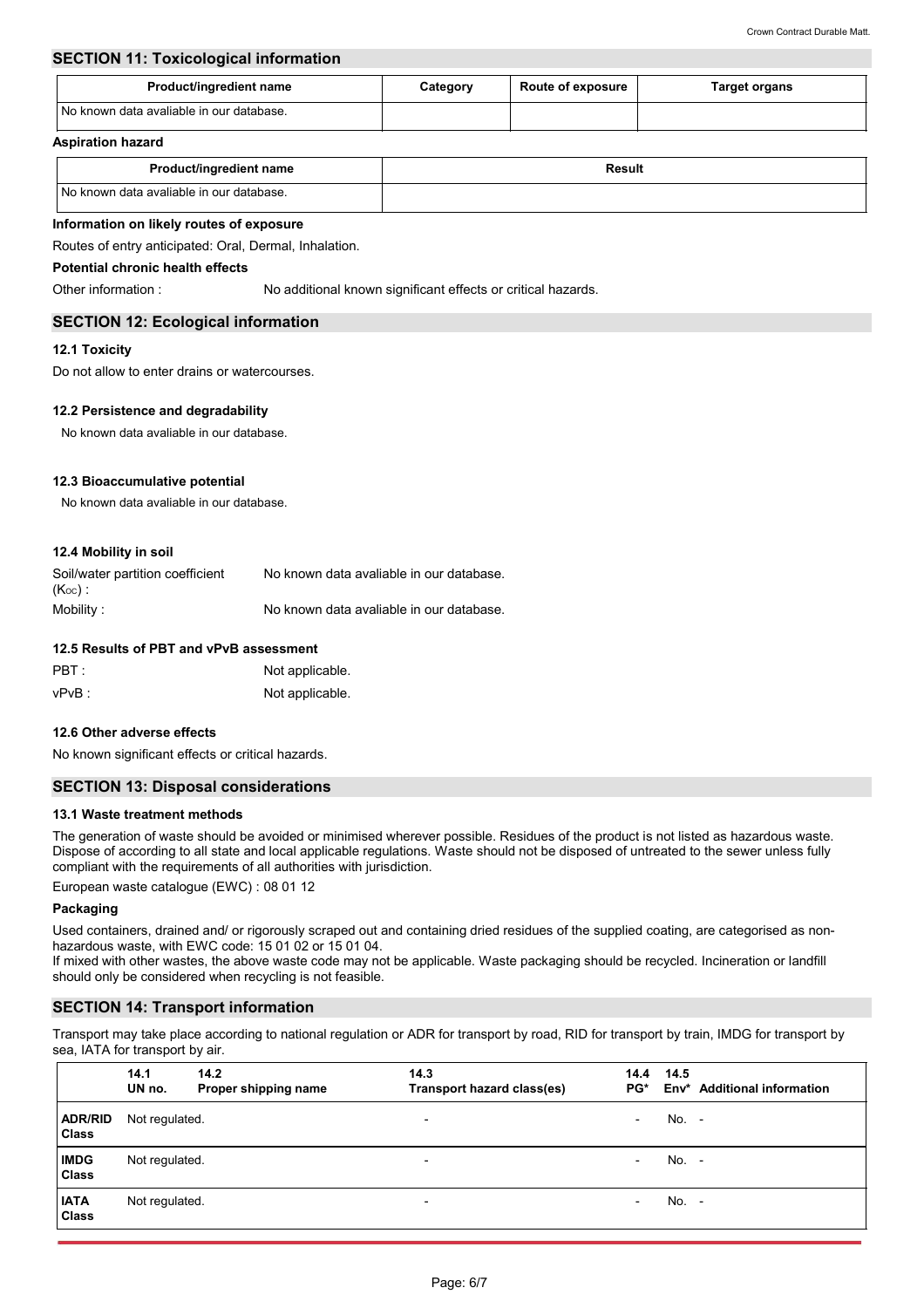## SECTION 11: Toxicological information

| Product/ingredient name | Category | Route of exposure | Target organs |
| --- | --- | --- | --- |
| No known data avaliable in our database. | | | |

**Aspiration hazard**

| Product/ingredient name | Result |
| --- | --- |
| No known data avaliable in our database. | |

**Information on likely routes of exposure**

Routes of entry anticipated: Oral, Dermal, Inhalation.

**Potential chronic health effects**

Other information : No additional known significant effects or critical hazards.

## SECTION 12: Ecological information

### 12.1 Toxicity

Do not allow to enter drains or watercourses.

### 12.2 Persistence and degradability

No known data avaliable in our database.

### 12.3 Bioaccumulative potential

No known data avaliable in our database.

### 12.4 Mobility in soil

Soil/water partition coefficient ($K_{OC}$) : No known data avaliable in our database.

Mobility : No known data avaliable in our database.

### 12.5 Results of PBT and vPvB assessment

PBT : Not applicable.

vPvB : Not applicable.

### 12.6 Other adverse effects

No known significant effects or critical hazards.

## SECTION 13: Disposal considerations

### 13.1 Waste treatment methods

The generation of waste should be avoided or minimised wherever possible. Residues of the product is not listed as hazardous waste. Dispose of according to all state and local applicable regulations. Waste should not be disposed of untreated to the sewer unless fully compliant with the requirements of all authorities with jurisdiction.

European waste catalogue (EWC) : 08 01 12

**Packaging**

Used containers, drained and/ or rigorously scraped out and containing dried residues of the supplied coating, are categorised as non-hazardous waste, with EWC code: 15 01 02 or 15 01 04.
If mixed with other wastes, the above waste code may not be applicable. Waste packaging should be recycled. Incineration or landfill should only be considered when recycling is not feasible.

## SECTION 14: Transport information

Transport may take place according to national regulation or ADR for transport by road, RID for transport by train, IMDG for transport by sea, IATA for transport by air.

| | 14.1 UN no. | 14.2 Proper shipping name | 14.3 Transport hazard class(es) | 14.4 PG* | 14.5 Env* | Additional information |
| --- | --- | --- | --- | --- | --- | --- |
| **ADR/RID Class** | Not regulated. | | - | - | No. | - |
| **IMDG Class** | Not regulated. | | - | - | No. | - |
| **IATA Class** | Not regulated. | | - | - | No. | - |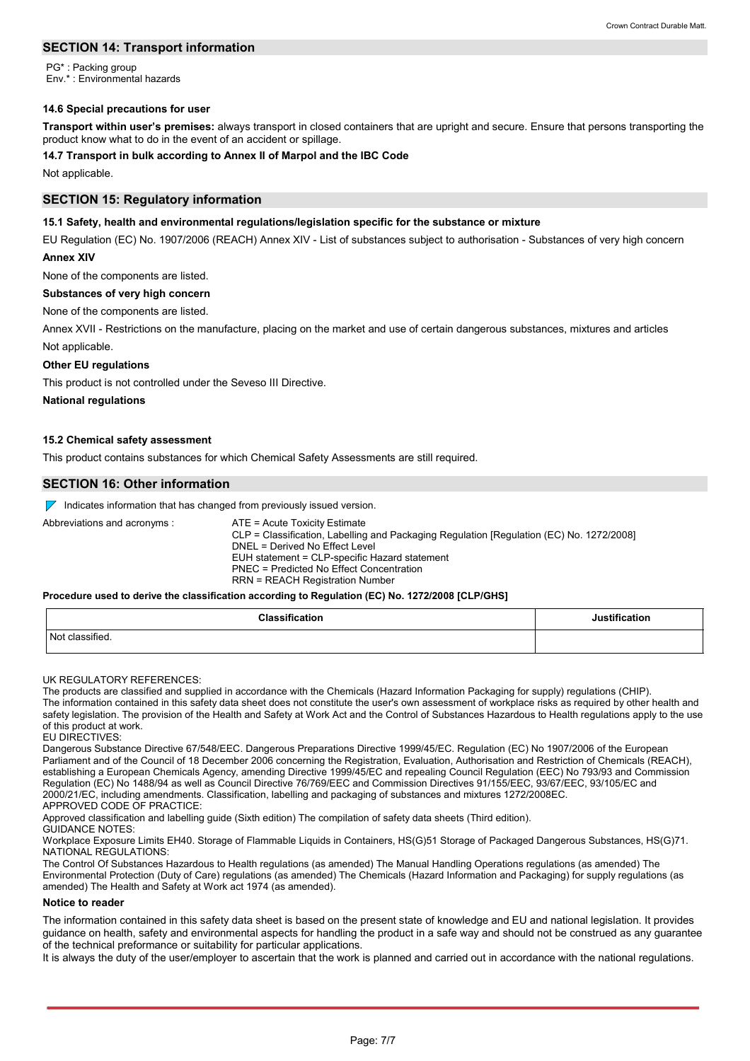## SECTION 14: Transport information

PG* : Packing group
Env.* : Environmental hazards

### 14.6 Special precautions for user

**Transport within user's premises:** always transport in closed containers that are upright and secure. Ensure that persons transporting the product know what to do in the event of an accident or spillage.

### 14.7 Transport in bulk according to Annex II of Marpol and the IBC Code

Not applicable.

## SECTION 15: Regulatory information

### 15.1 Safety, health and environmental regulations/legislation specific for the substance or mixture

EU Regulation (EC) No. 1907/2006 (REACH) Annex XIV - List of substances subject to authorisation - Substances of very high concern

**Annex XIV**

None of the components are listed.

**Substances of very high concern**

None of the components are listed.

Annex XVII - Restrictions on the manufacture, placing on the market and use of certain dangerous substances, mixtures and articles

Not applicable.

**Other EU regulations**

This product is not controlled under the Seveso III Directive.

**National regulations**

### 15.2 Chemical safety assessment

This product contains substances for which Chemical Safety Assessments are still required.

## SECTION 16: Other information

Indicates information that has changed from previously issued version.

Abbreviations and acronyms :

ATE = Acute Toxicity Estimate
CLP = Classification, Labelling and Packaging Regulation [Regulation (EC) No. 1272/2008]
DNEL = Derived No Effect Level
EUH statement = CLP-specific Hazard statement
PNEC = Predicted No Effect Concentration
RRN = REACH Registration Number

**Procedure used to derive the classification according to Regulation (EC) No. 1272/2008 [CLP/GHS]**

| Classification | Justification |
|---|---|
| Not classified. | |

UK REGULATORY REFERENCES:
The products are classified and supplied in accordance with the Chemicals (Hazard Information Packaging for supply) regulations (CHIP).
The information contained in this safety data sheet does not constitute the user's own assessment of workplace risks as required by other health and safety legislation. The provision of the Health and Safety at Work Act and the Control of Substances Hazardous to Health regulations apply to the use of this product at work.
EU DIRECTIVES:
Dangerous Substance Directive 67/548/EEC. Dangerous Preparations Directive 1999/45/EC. Regulation (EC) No 1907/2006 of the European Parliament and of the Council of 18 December 2006 concerning the Registration, Evaluation, Authorisation and Restriction of Chemicals (REACH), establishing a European Chemicals Agency, amending Directive 1999/45/EC and repealing Council Regulation (EEC) No 793/93 and Commission Regulation (EC) No 1488/94 as well as Council Directive 76/769/EEC and Commission Directives 91/155/EEC, 93/67/EEC, 93/105/EC and 2000/21/EC, including amendments. Classification, labelling and packaging of substances and mixtures 1272/2008EC.
APPROVED CODE OF PRACTICE:
Approved classification and labelling guide (Sixth edition) The compilation of safety data sheets (Third edition).
GUIDANCE NOTES:
Workplace Exposure Limits EH40. Storage of Flammable Liquids in Containers, HS(G)51 Storage of Packaged Dangerous Substances, HS(G)71.
NATIONAL REGULATIONS:
The Control Of Substances Hazardous to Health regulations (as amended) The Manual Handling Operations regulations (as amended) The Environmental Protection (Duty of Care) regulations (as amended) The Chemicals (Hazard Information and Packaging) for supply regulations (as amended) The Health and Safety at Work act 1974 (as amended).

**Notice to reader**

The information contained in this safety data sheet is based on the present state of knowledge and EU and national legislation. It provides guidance on health, safety and environmental aspects for handling the product in a safe way and should not be construed as any guarantee of the technical preformance or suitability for particular applications.
It is always the duty of the user/employer to ascertain that the work is planned and carried out in accordance with the national regulations.